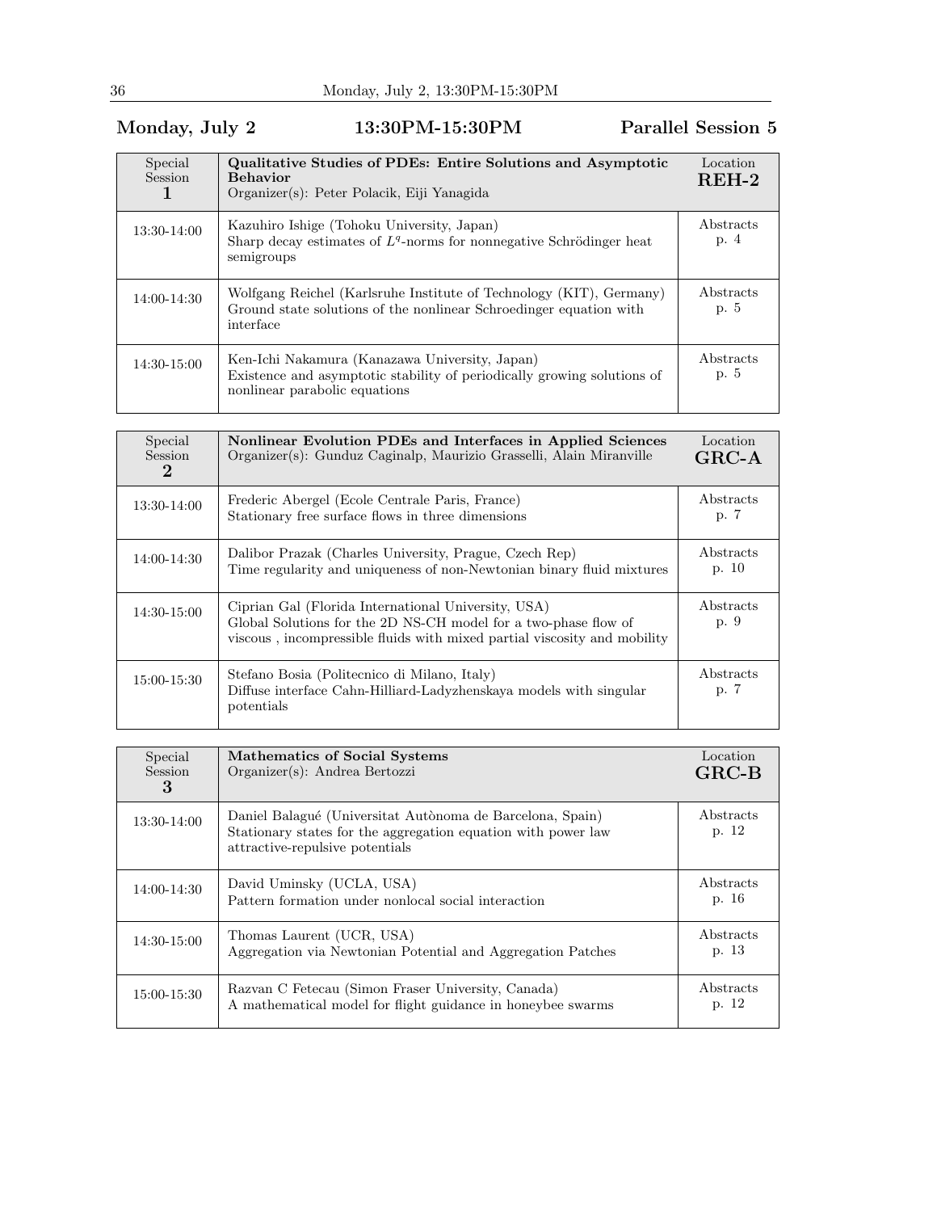## Monday, July 2 — 13:30PM-15:30PM — Parallel Session 5

| Special Session 1 | **Qualitative Studies of PDEs: Entire Solutions and Asymptotic Behavior**<br>Organizer(s): Peter Polacik, Eiji Yanagida | Location **REH-2** |
| --- | --- | --- |
| 13:30-14:00 | Kazuhiro Ishige (Tohoku University, Japan)<br>Sharp decay estimates of $L^q$-norms for nonnegative Schrödinger heat semigroups | Abstracts p. 4 |
| 14:00-14:30 | Wolfgang Reichel (Karlsruhe Institute of Technology (KIT), Germany)<br>Ground state solutions of the nonlinear Schroedinger equation with interface | Abstracts p. 5 |
| 14:30-15:00 | Ken-Ichi Nakamura (Kanazawa University, Japan)<br>Existence and asymptotic stability of periodically growing solutions of nonlinear parabolic equations | Abstracts p. 5 |

| Special Session 2 | **Nonlinear Evolution PDEs and Interfaces in Applied Sciences**<br>Organizer(s): Gunduz Caginalp, Maurizio Grasselli, Alain Miranville | Location **GRC-A** |
| --- | --- | --- |
| 13:30-14:00 | Frederic Abergel (Ecole Centrale Paris, France)<br>Stationary free surface flows in three dimensions | Abstracts p. 7 |
| 14:00-14:30 | Dalibor Prazak (Charles University, Prague, Czech Rep)<br>Time regularity and uniqueness of non-Newtonian binary fluid mixtures | Abstracts p. 10 |
| 14:30-15:00 | Ciprian Gal (Florida International University, USA)<br>Global Solutions for the 2D NS-CH model for a two-phase flow of viscous , incompressible fluids with mixed partial viscosity and mobility | Abstracts p. 9 |
| 15:00-15:30 | Stefano Bosia (Politecnico di Milano, Italy)<br>Diffuse interface Cahn-Hilliard-Ladyzhenskaya models with singular potentials | Abstracts p. 7 |

| Special Session 3 | **Mathematics of Social Systems**<br>Organizer(s): Andrea Bertozzi | Location **GRC-B** |
| --- | --- | --- |
| 13:30-14:00 | Daniel Balagué (Universitat Autònoma de Barcelona, Spain)<br>Stationary states for the aggregation equation with power law attractive-repulsive potentials | Abstracts p. 12 |
| 14:00-14:30 | David Uminsky (UCLA, USA)<br>Pattern formation under nonlocal social interaction | Abstracts p. 16 |
| 14:30-15:00 | Thomas Laurent (UCR, USA)<br>Aggregation via Newtonian Potential and Aggregation Patches | Abstracts p. 13 |
| 15:00-15:30 | Razvan C Fetecau (Simon Fraser University, Canada)<br>A mathematical model for flight guidance in honeybee swarms | Abstracts p. 12 |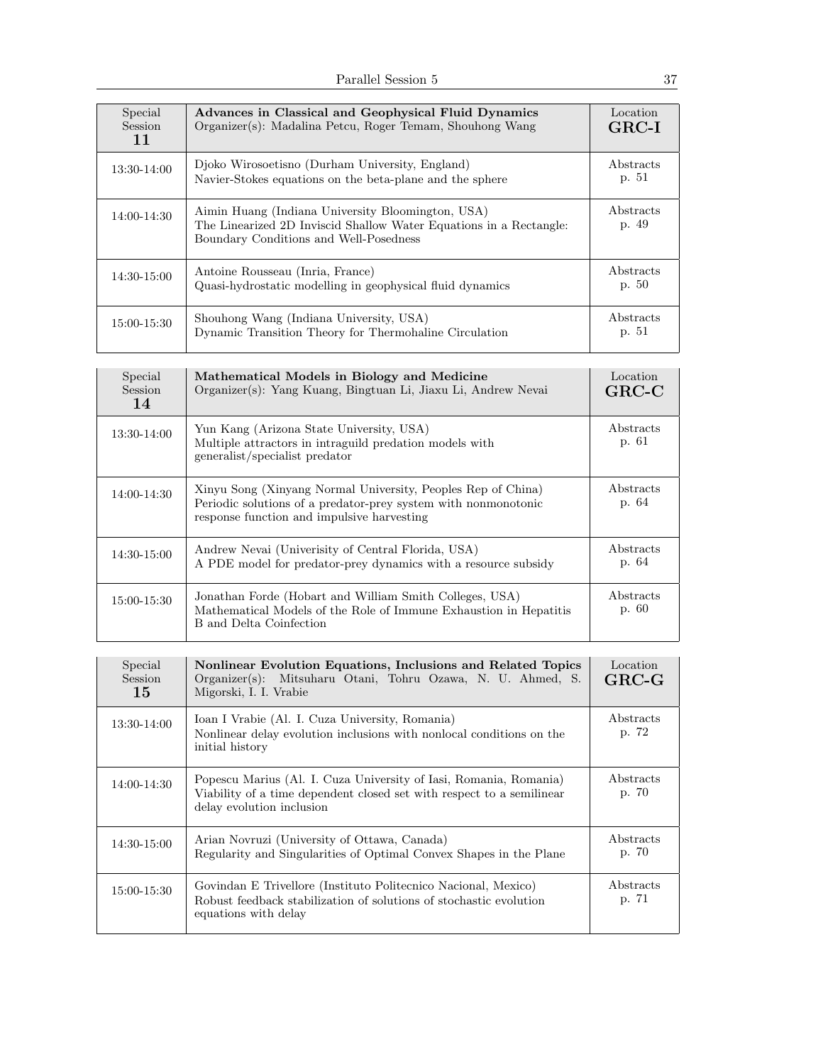| Special Session 11 | **Advances in Classical and Geophysical Fluid Dynamics**<br>Organizer(s): Madalina Petcu, Roger Temam, Shouhong Wang | Location **GRC-I** |
|---|---|---|
| 13:30-14:00 | Djoko Wirosoetisno (Durham University, England)<br>Navier-Stokes equations on the beta-plane and the sphere | Abstracts p. 51 |
| 14:00-14:30 | Aimin Huang (Indiana University Bloomington, USA)<br>The Linearized 2D Inviscid Shallow Water Equations in a Rectangle: Boundary Conditions and Well-Posedness | Abstracts p. 49 |
| 14:30-15:00 | Antoine Rousseau (Inria, France)<br>Quasi-hydrostatic modelling in geophysical fluid dynamics | Abstracts p. 50 |
| 15:00-15:30 | Shouhong Wang (Indiana University, USA)<br>Dynamic Transition Theory for Thermohaline Circulation | Abstracts p. 51 |

| Special Session 14 | **Mathematical Models in Biology and Medicine**<br>Organizer(s): Yang Kuang, Bingtuan Li, Jiaxu Li, Andrew Nevai | Location **GRC-C** |
|---|---|---|
| 13:30-14:00 | Yun Kang (Arizona State University, USA)<br>Multiple attractors in intraguild predation models with generalist/specialist predator | Abstracts p. 61 |
| 14:00-14:30 | Xinyu Song (Xinyang Normal University, Peoples Rep of China)<br>Periodic solutions of a predator-prey system with nonmonotonic response function and impulsive harvesting | Abstracts p. 64 |
| 14:30-15:00 | Andrew Nevai (Univerisity of Central Florida, USA)<br>A PDE model for predator-prey dynamics with a resource subsidy | Abstracts p. 64 |
| 15:00-15:30 | Jonathan Forde (Hobart and William Smith Colleges, USA)<br>Mathematical Models of the Role of Immune Exhaustion in Hepatitis B and Delta Coinfection | Abstracts p. 60 |

| Special Session 15 | **Nonlinear Evolution Equations, Inclusions and Related Topics**<br>Organizer(s): Mitsuharu Otani, Tohru Ozawa, N. U. Ahmed, S. Migorski, I. I. Vrabie | Location **GRC-G** |
|---|---|---|
| 13:30-14:00 | Ioan I Vrabie (Al. I. Cuza University, Romania)<br>Nonlinear delay evolution inclusions with nonlocal conditions on the initial history | Abstracts p. 72 |
| 14:00-14:30 | Popescu Marius (Al. I. Cuza University of Iasi, Romania, Romania)<br>Viability of a time dependent closed set with respect to a semilinear delay evolution inclusion | Abstracts p. 70 |
| 14:30-15:00 | Arian Novruzi (University of Ottawa, Canada)<br>Regularity and Singularities of Optimal Convex Shapes in the Plane | Abstracts p. 70 |
| 15:00-15:30 | Govindan E Trivellore (Instituto Politecnico Nacional, Mexico)<br>Robust feedback stabilization of solutions of stochastic evolution equations with delay | Abstracts p. 71 |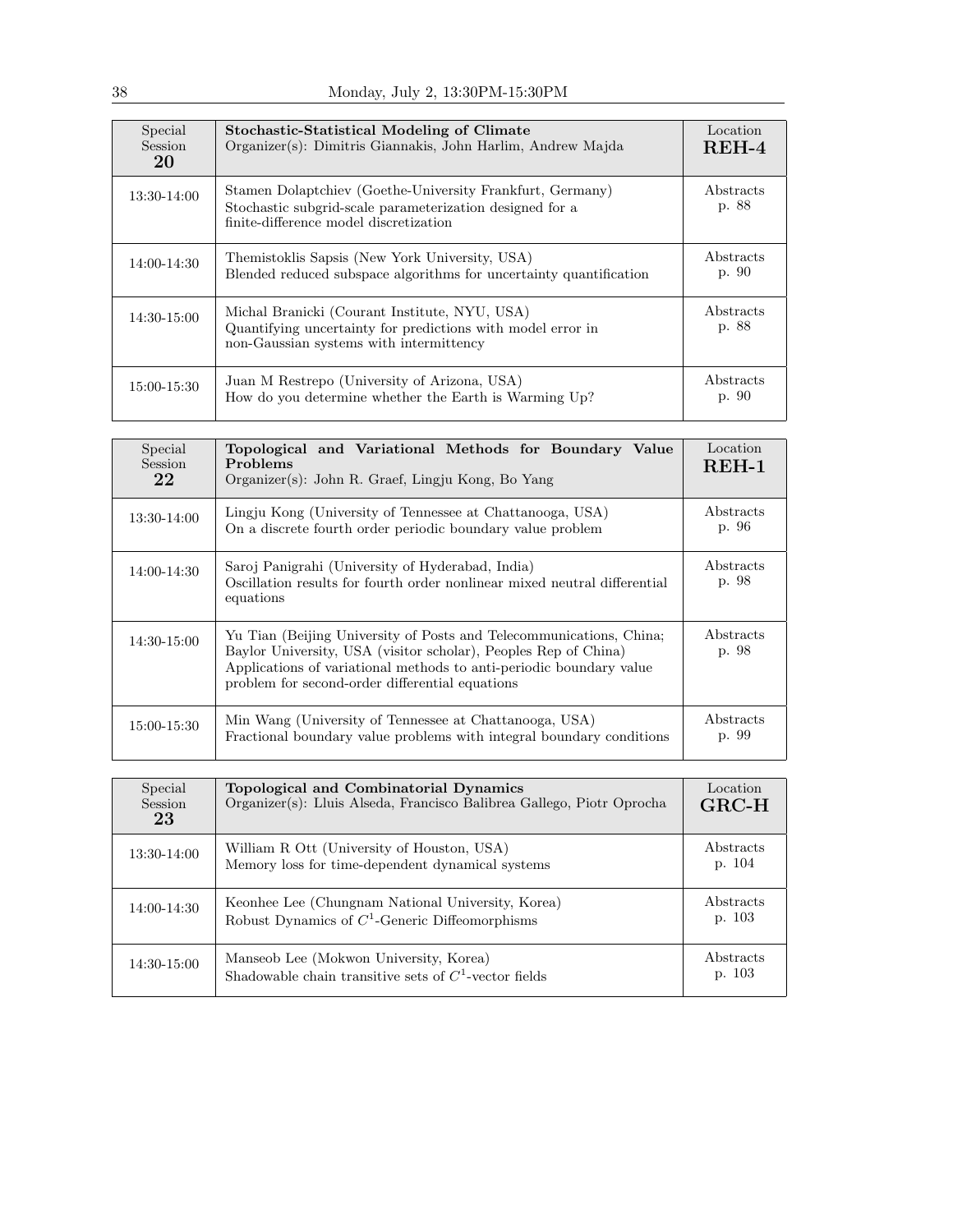| Special Session 20 | **Stochastic-Statistical Modeling of Climate** Organizer(s): Dimitris Giannakis, John Harlim, Andrew Majda | Location **REH-4** |
| --- | --- | --- |
| 13:30-14:00 | Stamen Dolaptchiev (Goethe-University Frankfurt, Germany) Stochastic subgrid-scale parameterization designed for a finite-difference model discretization | Abstracts p. 88 |
| 14:00-14:30 | Themistoklis Sapsis (New York University, USA) Blended reduced subspace algorithms for uncertainty quantification | Abstracts p. 90 |
| 14:30-15:00 | Michal Branicki (Courant Institute, NYU, USA) Quantifying uncertainty for predictions with model error in non-Gaussian systems with intermittency | Abstracts p. 88 |
| 15:00-15:30 | Juan M Restrepo (University of Arizona, USA) How do you determine whether the Earth is Warming Up? | Abstracts p. 90 |

| Special Session 22 | **Topological and Variational Methods for Boundary Value Problems** Organizer(s): John R. Graef, Lingju Kong, Bo Yang | Location **REH-1** |
| --- | --- | --- |
| 13:30-14:00 | Lingju Kong (University of Tennessee at Chattanooga, USA) On a discrete fourth order periodic boundary value problem | Abstracts p. 96 |
| 14:00-14:30 | Saroj Panigrahi (University of Hyderabad, India) Oscillation results for fourth order nonlinear mixed neutral differential equations | Abstracts p. 98 |
| 14:30-15:00 | Yu Tian (Beijing University of Posts and Telecommunications, China; Baylor University, USA (visitor scholar), Peoples Rep of China) Applications of variational methods to anti-periodic boundary value problem for second-order differential equations | Abstracts p. 98 |
| 15:00-15:30 | Min Wang (University of Tennessee at Chattanooga, USA) Fractional boundary value problems with integral boundary conditions | Abstracts p. 99 |

| Special Session 23 | **Topological and Combinatorial Dynamics** Organizer(s): Lluis Alseda, Francisco Balibrea Gallego, Piotr Oprocha | Location **GRC-H** |
| --- | --- | --- |
| 13:30-14:00 | William R Ott (University of Houston, USA) Memory loss for time-dependent dynamical systems | Abstracts p. 104 |
| 14:00-14:30 | Keonhee Lee (Chungnam National University, Korea) Robust Dynamics of $C^1$-Generic Diffeomorphisms | Abstracts p. 103 |
| 14:30-15:00 | Manseob Lee (Mokwon University, Korea) Shadowable chain transitive sets of $C^1$-vector fields | Abstracts p. 103 |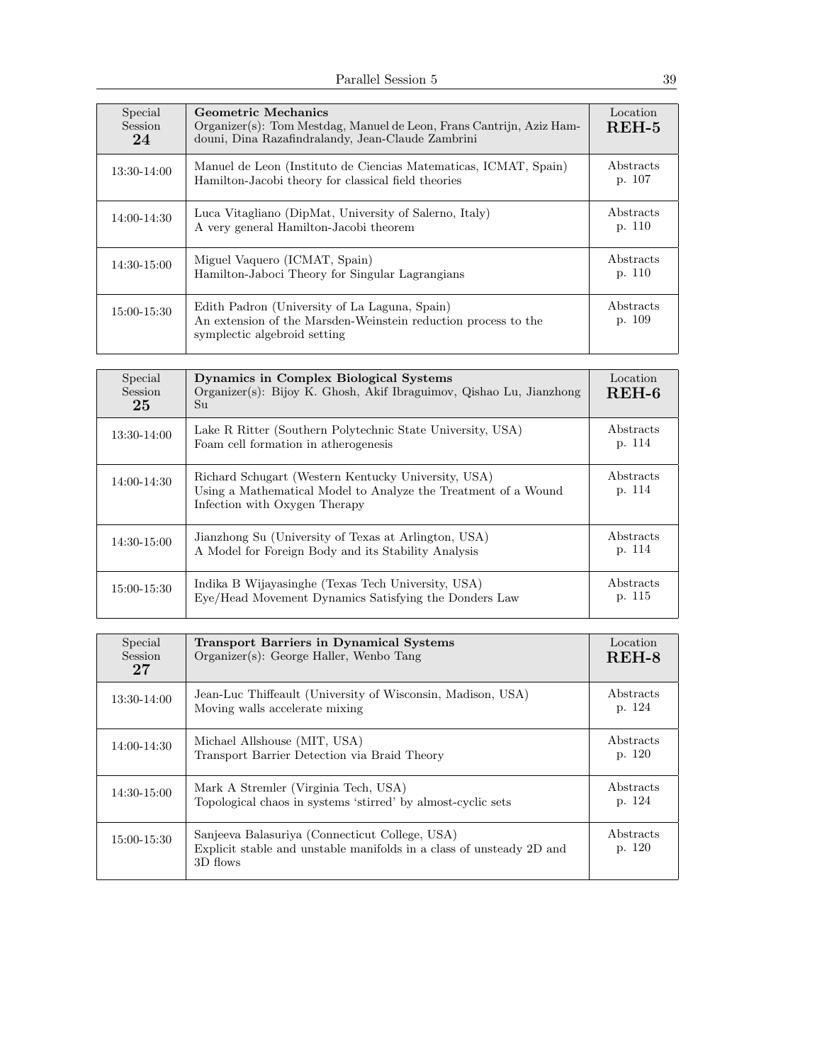| Special Session 24 | **Geometric Mechanics** Organizer(s): Tom Mestdag, Manuel de Leon, Frans Cantrijn, Aziz Hamdouni, Dina Razafindralandy, Jean-Claude Zambrini | Location **REH-5** |
|---|---|---|
| 13:30-14:00 | Manuel de Leon (Instituto de Ciencias Matematicas, ICMAT, Spain) Hamilton-Jacobi theory for classical field theories | Abstracts p. 107 |
| 14:00-14:30 | Luca Vitagliano (DipMat, University of Salerno, Italy) A very general Hamilton-Jacobi theorem | Abstracts p. 110 |
| 14:30-15:00 | Miguel Vaquero (ICMAT, Spain) Hamilton-Jaboci Theory for Singular Lagrangians | Abstracts p. 110 |
| 15:00-15:30 | Edith Padron (University of La Laguna, Spain) An extension of the Marsden-Weinstein reduction process to the symplectic algebroid setting | Abstracts p. 109 |

| Special Session 25 | **Dynamics in Complex Biological Systems** Organizer(s): Bijoy K. Ghosh, Akif Ibraguimov, Qishao Lu, Jianzhong Su | Location **REH-6** |
|---|---|---|
| 13:30-14:00 | Lake R Ritter (Southern Polytechnic State University, USA) Foam cell formation in atherogenesis | Abstracts p. 114 |
| 14:00-14:30 | Richard Schugart (Western Kentucky University, USA) Using a Mathematical Model to Analyze the Treatment of a Wound Infection with Oxygen Therapy | Abstracts p. 114 |
| 14:30-15:00 | Jianzhong Su (University of Texas at Arlington, USA) A Model for Foreign Body and its Stability Analysis | Abstracts p. 114 |
| 15:00-15:30 | Indika B Wijayasinghe (Texas Tech University, USA) Eye/Head Movement Dynamics Satisfying the Donders Law | Abstracts p. 115 |

| Special Session 27 | **Transport Barriers in Dynamical Systems** Organizer(s): George Haller, Wenbo Tang | Location **REH-8** |
|---|---|---|
| 13:30-14:00 | Jean-Luc Thiffeault (University of Wisconsin, Madison, USA) Moving walls accelerate mixing | Abstracts p. 124 |
| 14:00-14:30 | Michael Allshouse (MIT, USA) Transport Barrier Detection via Braid Theory | Abstracts p. 120 |
| 14:30-15:00 | Mark A Stremler (Virginia Tech, USA) Topological chaos in systems 'stirred' by almost-cyclic sets | Abstracts p. 124 |
| 15:00-15:30 | Sanjeeva Balasuriya (Connecticut College, USA) Explicit stable and unstable manifolds in a class of unsteady 2D and 3D flows | Abstracts p. 120 |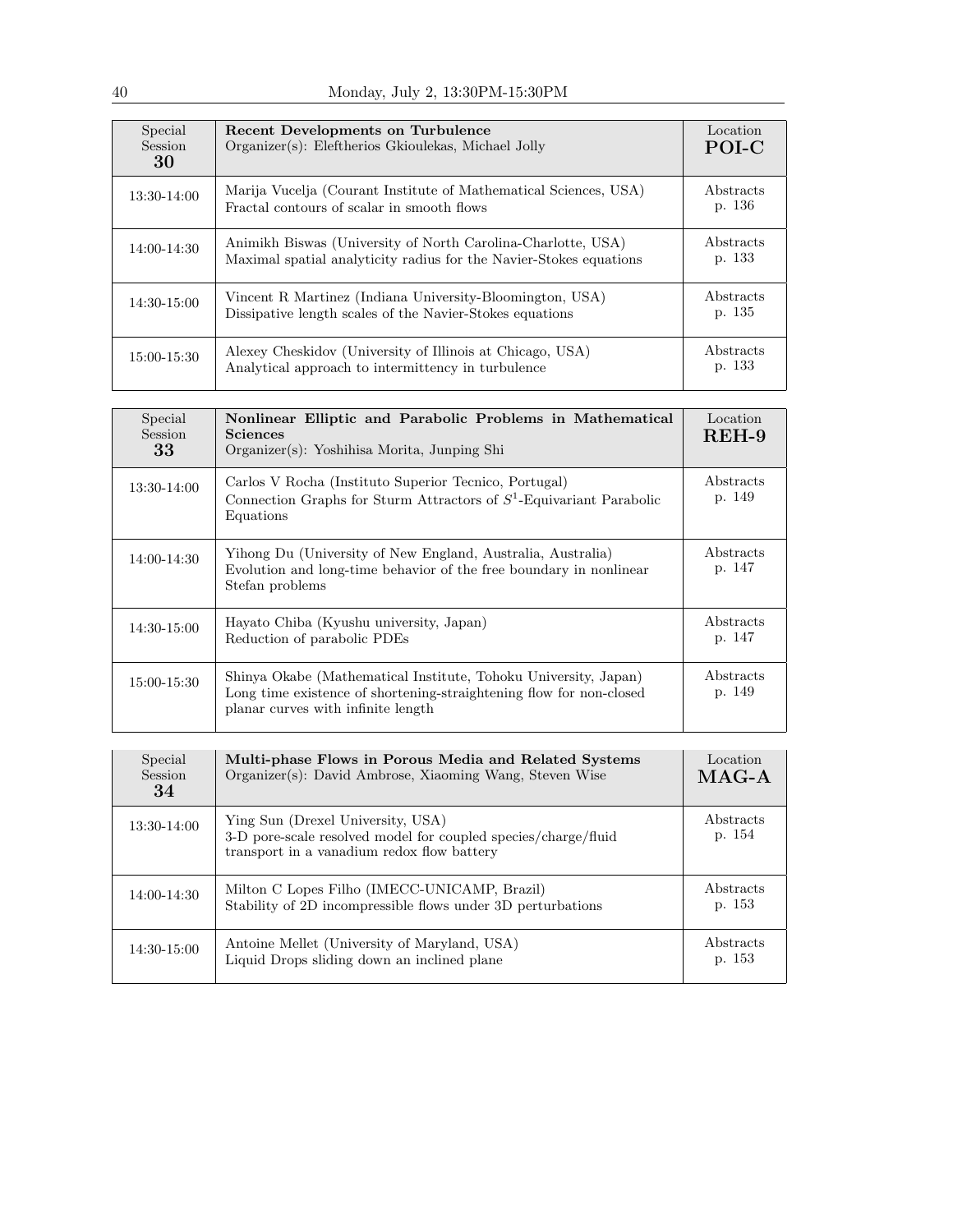| Special Session 30 | **Recent Developments on Turbulence**<br>Organizer(s): Eleftherios Gkioulekas, Michael Jolly | Location **POI-C** |
|---|---|---|
| 13:30-14:00 | Marija Vucelja (Courant Institute of Mathematical Sciences, USA)<br>Fractal contours of scalar in smooth flows | Abstracts p. 136 |
| 14:00-14:30 | Animikh Biswas (University of North Carolina-Charlotte, USA)<br>Maximal spatial analyticity radius for the Navier-Stokes equations | Abstracts p. 133 |
| 14:30-15:00 | Vincent R Martinez (Indiana University-Bloomington, USA)<br>Dissipative length scales of the Navier-Stokes equations | Abstracts p. 135 |
| 15:00-15:30 | Alexey Cheskidov (University of Illinois at Chicago, USA)<br>Analytical approach to intermittency in turbulence | Abstracts p. 133 |

| Special Session 33 | **Nonlinear Elliptic and Parabolic Problems in Mathematical Sciences**<br>Organizer(s): Yoshihisa Morita, Junping Shi | Location **REH-9** |
|---|---|---|
| 13:30-14:00 | Carlos V Rocha (Instituto Superior Tecnico, Portugal)<br>Connection Graphs for Sturm Attractors of $S^1$-Equivariant Parabolic Equations | Abstracts p. 149 |
| 14:00-14:30 | Yihong Du (University of New England, Australia, Australia)<br>Evolution and long-time behavior of the free boundary in nonlinear Stefan problems | Abstracts p. 147 |
| 14:30-15:00 | Hayato Chiba (Kyushu university, Japan)<br>Reduction of parabolic PDEs | Abstracts p. 147 |
| 15:00-15:30 | Shinya Okabe (Mathematical Institute, Tohoku University, Japan)<br>Long time existence of shortening-straightening flow for non-closed planar curves with infinite length | Abstracts p. 149 |

| Special Session 34 | **Multi-phase Flows in Porous Media and Related Systems**<br>Organizer(s): David Ambrose, Xiaoming Wang, Steven Wise | Location **MAG-A** |
|---|---|---|
| 13:30-14:00 | Ying Sun (Drexel University, USA)<br>3-D pore-scale resolved model for coupled species/charge/fluid transport in a vanadium redox flow battery | Abstracts p. 154 |
| 14:00-14:30 | Milton C Lopes Filho (IMECC-UNICAMP, Brazil)<br>Stability of 2D incompressible flows under 3D perturbations | Abstracts p. 153 |
| 14:30-15:00 | Antoine Mellet (University of Maryland, USA)<br>Liquid Drops sliding down an inclined plane | Abstracts p. 153 |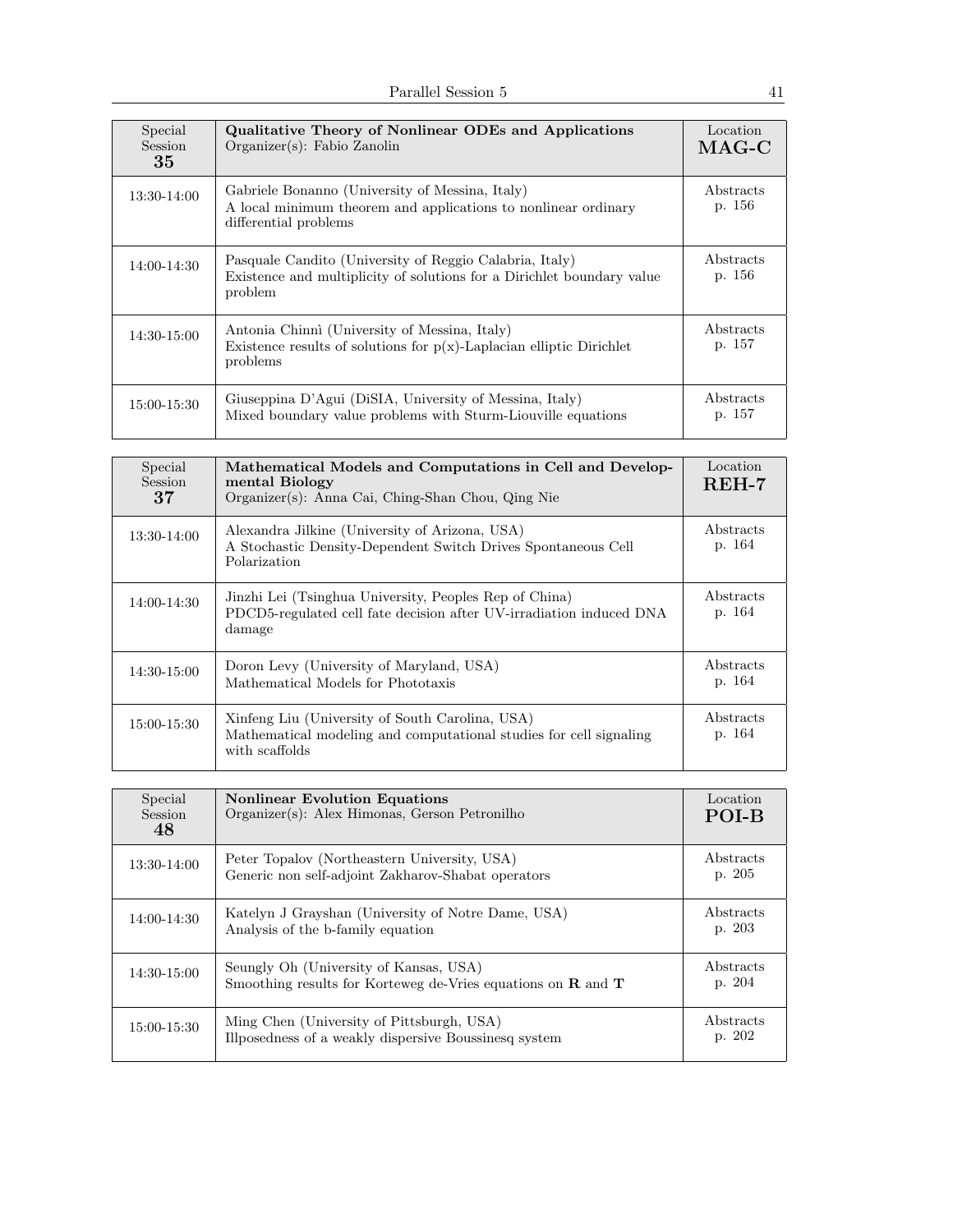| Special Session **35** | **Qualitative Theory of Nonlinear ODEs and Applications** Organizer(s): Fabio Zanolin | Location **MAG-C** |
|---|---|---|
| 13:30-14:00 | Gabriele Bonanno (University of Messina, Italy) A local minimum theorem and applications to nonlinear ordinary differential problems | Abstracts p. 156 |
| 14:00-14:30 | Pasquale Candito (University of Reggio Calabria, Italy) Existence and multiplicity of solutions for a Dirichlet boundary value problem | Abstracts p. 156 |
| 14:30-15:00 | Antonia Chinnì (University of Messina, Italy) Existence results of solutions for p(x)-Laplacian elliptic Dirichlet problems | Abstracts p. 157 |
| 15:00-15:30 | Giuseppina D'Agui (DiSIA, University of Messina, Italy) Mixed boundary value problems with Sturm-Liouville equations | Abstracts p. 157 |

| Special Session **37** | **Mathematical Models and Computations in Cell and Developmental Biology** Organizer(s): Anna Cai, Ching-Shan Chou, Qing Nie | Location **REH-7** |
|---|---|---|
| 13:30-14:00 | Alexandra Jilkine (University of Arizona, USA) A Stochastic Density-Dependent Switch Drives Spontaneous Cell Polarization | Abstracts p. 164 |
| 14:00-14:30 | Jinzhi Lei (Tsinghua University, Peoples Rep of China) PDCD5-regulated cell fate decision after UV-irradiation induced DNA damage | Abstracts p. 164 |
| 14:30-15:00 | Doron Levy (University of Maryland, USA) Mathematical Models for Phototaxis | Abstracts p. 164 |
| 15:00-15:30 | Xinfeng Liu (University of South Carolina, USA) Mathematical modeling and computational studies for cell signaling with scaffolds | Abstracts p. 164 |

| Special Session **48** | **Nonlinear Evolution Equations** Organizer(s): Alex Himonas, Gerson Petronilho | Location **POI-B** |
|---|---|---|
| 13:30-14:00 | Peter Topalov (Northeastern University, USA) Generic non self-adjoint Zakharov-Shabat operators | Abstracts p. 205 |
| 14:00-14:30 | Katelyn J Grayshan (University of Notre Dame, USA) Analysis of the b-family equation | Abstracts p. 203 |
| 14:30-15:00 | Seungly Oh (University of Kansas, USA) Smoothing results for Korteweg de-Vries equations on $\mathbf{R}$ and $\mathbf{T}$ | Abstracts p. 204 |
| 15:00-15:30 | Ming Chen (University of Pittsburgh, USA) Illposedness of a weakly dispersive Boussinesq system | Abstracts p. 202 |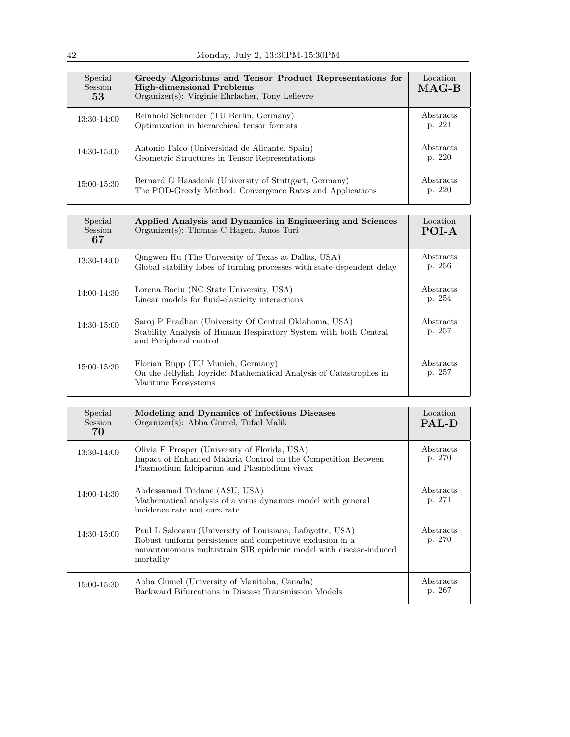| Special Session 53 | Greedy Algorithms and Tensor Product Representations for High-dimensional Problems<br>Organizer(s): Virginie Ehrlacher, Tony Lelievre | Location **MAG-B** |
|---|---|---|
| 13:30-14:00 | Reinhold Schneider (TU Berlin, Germany)<br>Optimization in hierarchical tensor formats | Abstracts p. 221 |
| 14:30-15:00 | Antonio Falco (Universidad de Alicante, Spain)<br>Geometric Structures in Tensor Representations | Abstracts p. 220 |
| 15:00-15:30 | Bernard G Haasdonk (University of Stuttgart, Germany)<br>The POD-Greedy Method: Convergence Rates and Applications | Abstracts p. 220 |

| Special Session 67 | Applied Analysis and Dynamics in Engineering and Sciences<br>Organizer(s): Thomas C Hagen, Janos Turi | Location **POI-A** |
|---|---|---|
| 13:30-14:00 | Qingwen Hu (The University of Texas at Dallas, USA)<br>Global stability lobes of turning processes with state-dependent delay | Abstracts p. 256 |
| 14:00-14:30 | Lorena Bociu (NC State University, USA)<br>Linear models for fluid-elasticity interactions | Abstracts p. 254 |
| 14:30-15:00 | Saroj P Pradhan (University Of Central Oklahoma, USA)<br>Stability Analysis of Human Respiratory System with both Central and Peripheral control | Abstracts p. 257 |
| 15:00-15:30 | Florian Rupp (TU Munich, Germany)<br>On the Jellyfish Joyride: Mathematical Analysis of Catastrophes in Maritime Ecosystems | Abstracts p. 257 |

| Special Session 70 | Modeling and Dynamics of Infectious Diseases<br>Organizer(s): Abba Gumel, Tufail Malik | Location **PAL-D** |
|---|---|---|
| 13:30-14:00 | Olivia F Prosper (University of Florida, USA)<br>Impact of Enhanced Malaria Control on the Competition Between Plasmodium falciparum and Plasmodium vivax | Abstracts p. 270 |
| 14:00-14:30 | Abdessamad Tridane (ASU, USA)<br>Mathematical analysis of a virus dynamics model with general incidence rate and cure rate | Abstracts p. 271 |
| 14:30-15:00 | Paul L Salceanu (University of Louisiana, Lafayette, USA)<br>Robust uniform persistence and competitive exclusion in a nonautonomous multistrain SIR epidemic model with disease-induced mortality | Abstracts p. 270 |
| 15:00-15:30 | Abba Gumel (University of Manitoba, Canada)<br>Backward Bifurcations in Disease Transmission Models | Abstracts p. 267 |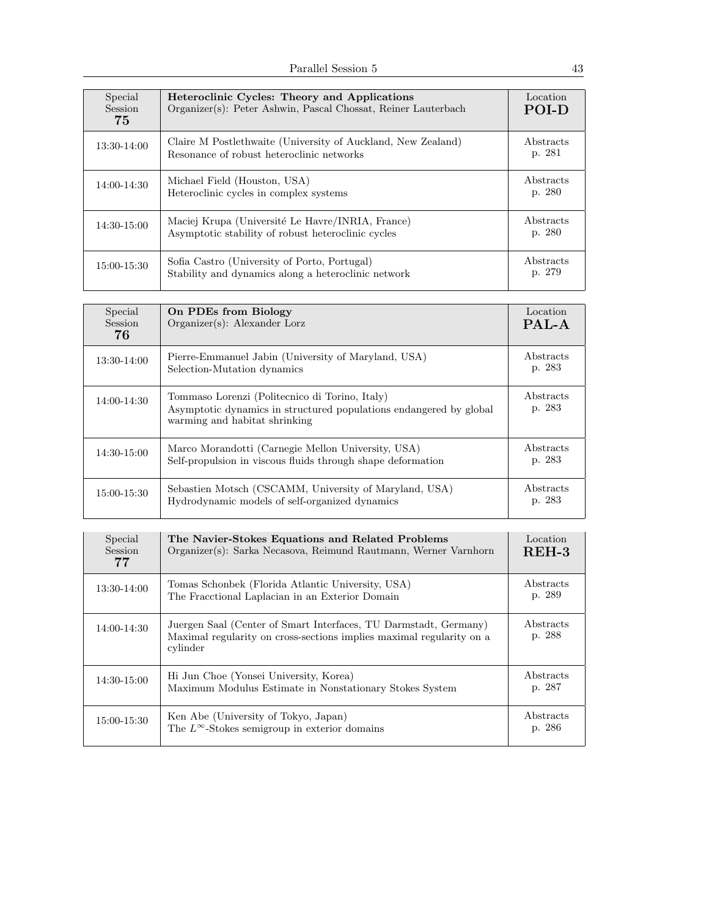| Special Session **75** | **Heteroclinic Cycles: Theory and Applications** Organizer(s): Peter Ashwin, Pascal Chossat, Reiner Lauterbach | Location **POI-D** |
| --- | --- | --- |
| 13:30-14:00 | Claire M Postlethwaite (University of Auckland, New Zealand) Resonance of robust heteroclinic networks | Abstracts p. 281 |
| 14:00-14:30 | Michael Field (Houston, USA) Heteroclinic cycles in complex systems | Abstracts p. 280 |
| 14:30-15:00 | Maciej Krupa (Université Le Havre/INRIA, France) Asymptotic stability of robust heteroclinic cycles | Abstracts p. 280 |
| 15:00-15:30 | Sofia Castro (University of Porto, Portugal) Stability and dynamics along a heteroclinic network | Abstracts p. 279 |

| Special Session **76** | **On PDEs from Biology** Organizer(s): Alexander Lorz | Location **PAL-A** |
| --- | --- | --- |
| 13:30-14:00 | Pierre-Emmanuel Jabin (University of Maryland, USA) Selection-Mutation dynamics | Abstracts p. 283 |
| 14:00-14:30 | Tommaso Lorenzi (Politecnico di Torino, Italy) Asymptotic dynamics in structured populations endangered by global warming and habitat shrinking | Abstracts p. 283 |
| 14:30-15:00 | Marco Morandotti (Carnegie Mellon University, USA) Self-propulsion in viscous fluids through shape deformation | Abstracts p. 283 |
| 15:00-15:30 | Sebastien Motsch (CSCAMM, University of Maryland, USA) Hydrodynamic models of self-organized dynamics | Abstracts p. 283 |

| Special Session **77** | **The Navier-Stokes Equations and Related Problems** Organizer(s): Sarka Necasova, Reimund Rautmann, Werner Varnhorn | Location **REH-3** |
| --- | --- | --- |
| 13:30-14:00 | Tomas Schonbek (Florida Atlantic University, USA) The Fracctional Laplacian in an Exterior Domain | Abstracts p. 289 |
| 14:00-14:30 | Juergen Saal (Center of Smart Interfaces, TU Darmstadt, Germany) Maximal regularity on cross-sections implies maximal regularity on a cylinder | Abstracts p. 288 |
| 14:30-15:00 | Hi Jun Choe (Yonsei University, Korea) Maximum Modulus Estimate in Nonstationary Stokes System | Abstracts p. 287 |
| 15:00-15:30 | Ken Abe (University of Tokyo, Japan) The $L^\infty$-Stokes semigroup in exterior domains | Abstracts p. 286 |